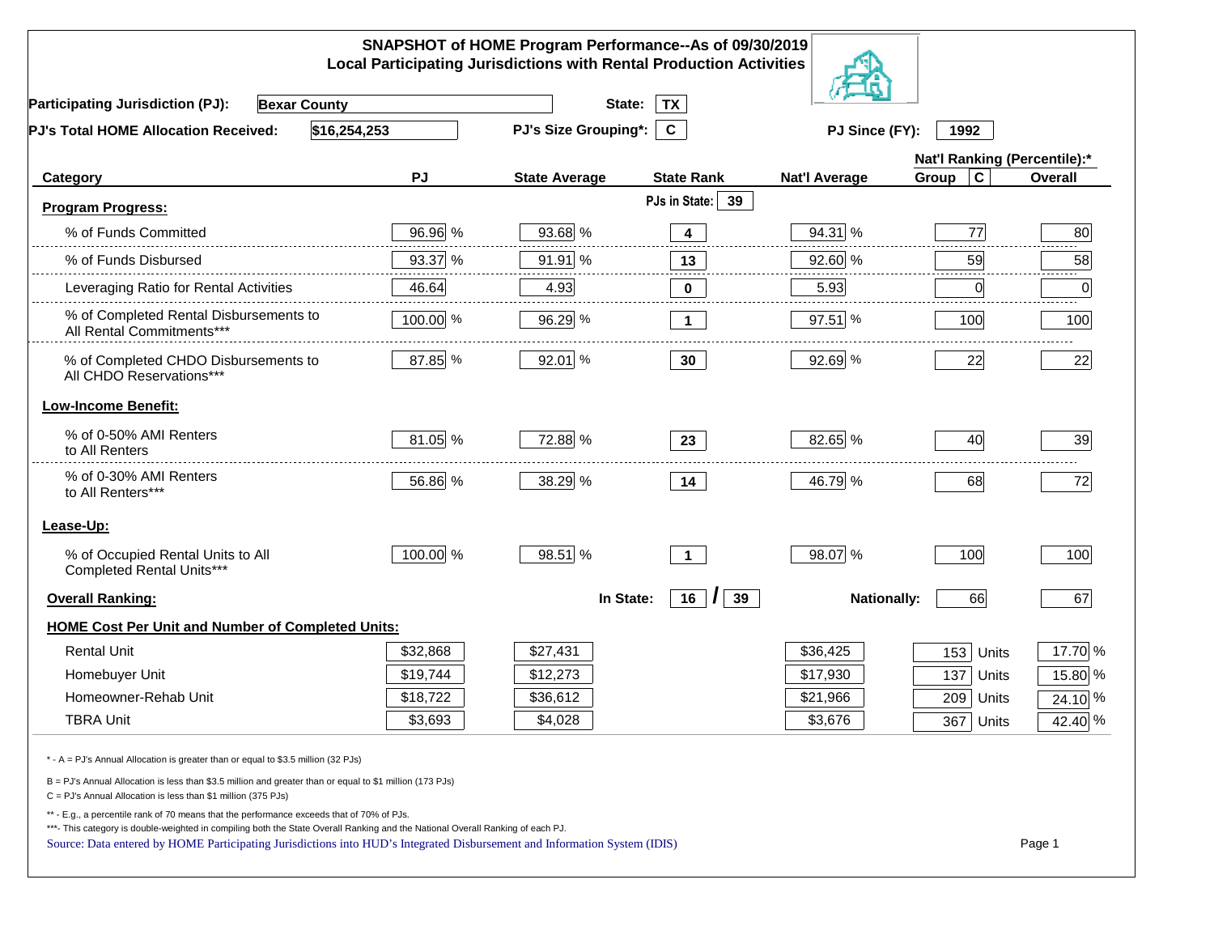# SNAPSHOT of HOME Program Performance--As of 09/30/2019
## Local Participating Jurisdictions with Rental Production Activities

**Participating Jurisdiction (PJ):** Bexar County **State:** TX

**PJ's Total HOME Allocation Received:** $16,254,253 **PJ's Size Grouping*:** C **PJ Since (FY):** 1992

| Category | PJ | State Average | State Rank | Nat'l Average | Nat'l Ranking (Percentile):* Group C | Overall |
|---|---|---|---|---|---|---|
| **Program Progress:** | | | PJs in State: 39 | | | |
| % of Funds Committed | 96.96 % | 93.68 % | 4 | 94.31 % | 77 | 80 |
| % of Funds Disbursed | 93.37 % | 91.91 % | 13 | 92.60 % | 59 | 58 |
| Leveraging Ratio for Rental Activities | 46.64 | 4.93 | 0 | 5.93 | 0 | 0 |
| % of Completed Rental Disbursements to All Rental Commitments*** | 100.00 % | 96.29 % | 1 | 97.51 % | 100 | 100 |
| % of Completed CHDO Disbursements to All CHDO Reservations*** | 87.85 % | 92.01 % | 30 | 92.69 % | 22 | 22 |
| **Low-Income Benefit:** | | | | | | |
| % of 0-50% AMI Renters to All Renters | 81.05 % | 72.88 % | 23 | 82.65 % | 40 | 39 |
| % of 0-30% AMI Renters to All Renters*** | 56.86 % | 38.29 % | 14 | 46.79 % | 68 | 72 |
| **Lease-Up:** | | | | | | |
| % of Occupied Rental Units to All Completed Rental Units*** | 100.00 % | 98.51 % | 1 | 98.07 % | 100 | 100 |
| **Overall Ranking:** | | In State: | 16 / 39 | Nationally: | 66 | 67 |
| **HOME Cost Per Unit and Number of Completed Units:** | | | | | | |
| Rental Unit | $32,868 | $27,431 | | $36,425 | 153 Units | 17.70 % |
| Homebuyer Unit | $19,744 | $12,273 | | $17,930 | 137 Units | 15.80 % |
| Homeowner-Rehab Unit | $18,722 | $36,612 | | $21,966 | 209 Units | 24.10 % |
| TBRA Unit | $3,693 | $4,028 | | $3,676 | 367 Units | 42.40 % |

\* - A = PJ's Annual Allocation is greater than or equal to $3.5 million (32 PJs)

B = PJ's Annual Allocation is less than $3.5 million and greater than or equal to $1 million (173 PJs)

C = PJ's Annual Allocation is less than $1 million (375 PJs)

\*\* - E.g., a percentile rank of 70 means that the performance exceeds that of 70% of PJs.

\*\*\*- This category is double-weighted in compiling both the State Overall Ranking and the National Overall Ranking of each PJ.

Source: Data entered by HOME Participating Jurisdictions into HUD's Integrated Disbursement and Information System (IDIS)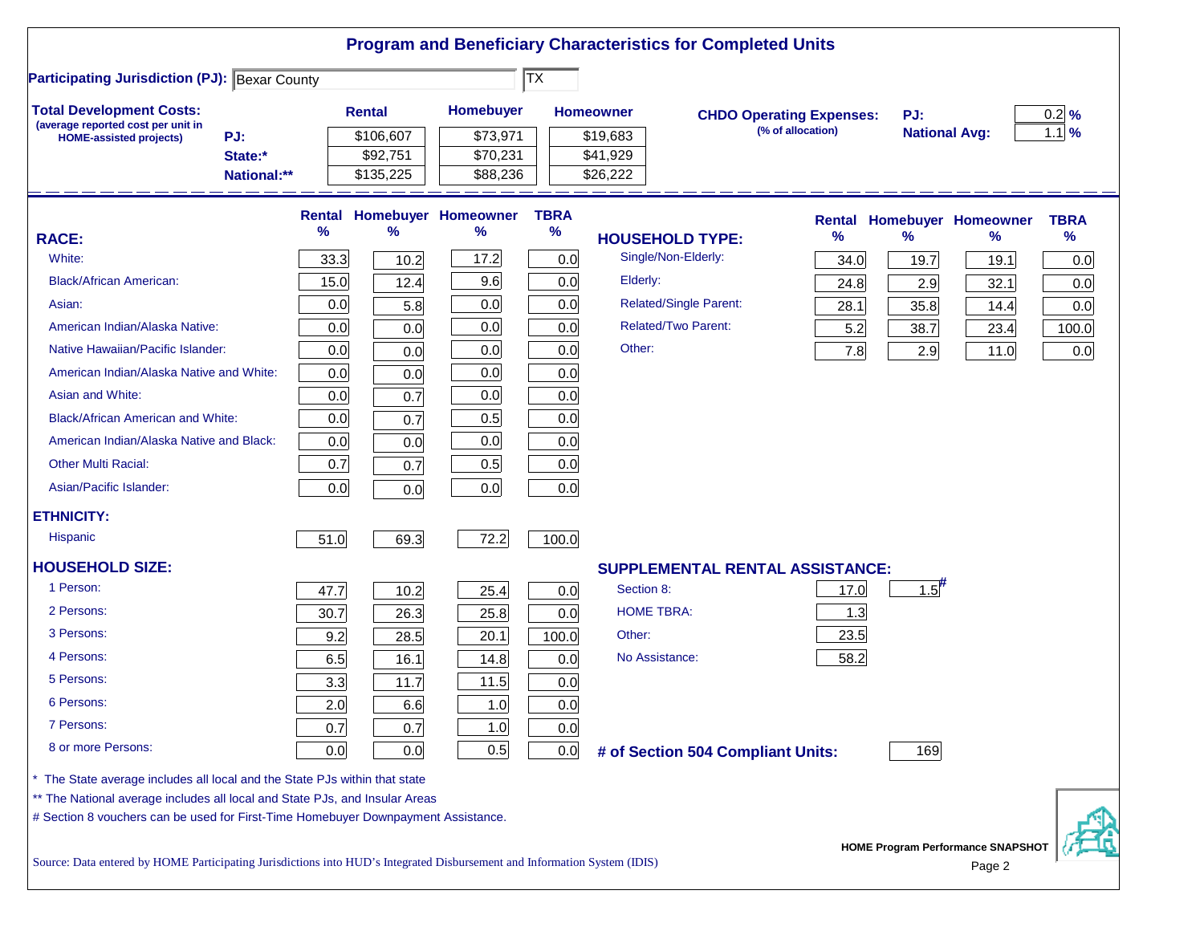# Program and Beneficiary Characteristics for Completed Units

**Participating Jurisdiction (PJ):** Bexar County | TX

**Total Development Costs:**
(average reported cost per unit in HOME-assisted projects)

| | Rental | Homebuyer | Homeowner |
|---|---|---|---|
| PJ: | $106,607 | $73,971 | $19,683 |
| State:* | $92,751 | $70,231 | $41,929 |
| National:** | $135,225 | $88,236 | $26,222 |

**CHDO Operating Expenses:** (% of allocation)

| | |
|---|---|
| PJ: | 0.2 % |
| National Avg: | 1.1 % |

| RACE: | Rental % | Homebuyer % | Homeowner % | TBRA % |
|---|---|---|---|---|
| White: | 33.3 | 10.2 | 17.2 | 0.0 |
| Black/African American: | 15.0 | 12.4 | 9.6 | 0.0 |
| Asian: | 0.0 | 5.8 | 0.0 | 0.0 |
| American Indian/Alaska Native: | 0.0 | 0.0 | 0.0 | 0.0 |
| Native Hawaiian/Pacific Islander: | 0.0 | 0.0 | 0.0 | 0.0 |
| American Indian/Alaska Native and White: | 0.0 | 0.0 | 0.0 | 0.0 |
| Asian and White: | 0.0 | 0.7 | 0.0 | 0.0 |
| Black/African American and White: | 0.0 | 0.7 | 0.5 | 0.0 |
| American Indian/Alaska Native and Black: | 0.0 | 0.0 | 0.0 | 0.0 |
| Other Multi Racial: | 0.7 | 0.7 | 0.5 | 0.0 |
| Asian/Pacific Islander: | 0.0 | 0.0 | 0.0 | 0.0 |
| **ETHNICITY:** | | | | |
| Hispanic | 51.0 | 69.3 | 72.2 | 100.0 |
| **HOUSEHOLD SIZE:** | | | | |
| 1 Person: | 47.7 | 10.2 | 25.4 | 0.0 |
| 2 Persons: | 30.7 | 26.3 | 25.8 | 0.0 |
| 3 Persons: | 9.2 | 28.5 | 20.1 | 100.0 |
| 4 Persons: | 6.5 | 16.1 | 14.8 | 0.0 |
| 5 Persons: | 3.3 | 11.7 | 11.5 | 0.0 |
| 6 Persons: | 2.0 | 6.6 | 1.0 | 0.0 |
| 7 Persons: | 0.7 | 0.7 | 1.0 | 0.0 |
| 8 or more Persons: | 0.0 | 0.0 | 0.5 | 0.0 |

| HOUSEHOLD TYPE: | Rental % | Homebuyer % | Homeowner % | TBRA % |
|---|---|---|---|---|
| Single/Non-Elderly: | 34.0 | 19.7 | 19.1 | 0.0 |
| Elderly: | 24.8 | 2.9 | 32.1 | 0.0 |
| Related/Single Parent: | 28.1 | 35.8 | 14.4 | 0.0 |
| Related/Two Parent: | 5.2 | 38.7 | 23.4 | 100.0 |
| Other: | 7.8 | 2.9 | 11.0 | 0.0 |

| SUPPLEMENTAL RENTAL ASSISTANCE: | Rental | Homebuyer |
|---|---|---|
| Section 8: | 17.0 | 1.5# |
| HOME TBRA: | 1.3 | |
| Other: | 23.5 | |
| No Assistance: | 58.2 | |

**# of Section 504 Compliant Units:** 169

\* The State average includes all local and the State PJs within that state

\*\* The National average includes all local and State PJs, and Insular Areas

\# Section 8 vouchers can be used for First-Time Homebuyer Downpayment Assistance.

Source: Data entered by HOME Participating Jurisdictions into HUD's Integrated Disbursement and Information System (IDIS)

HOME Program Performance SNAPSHOT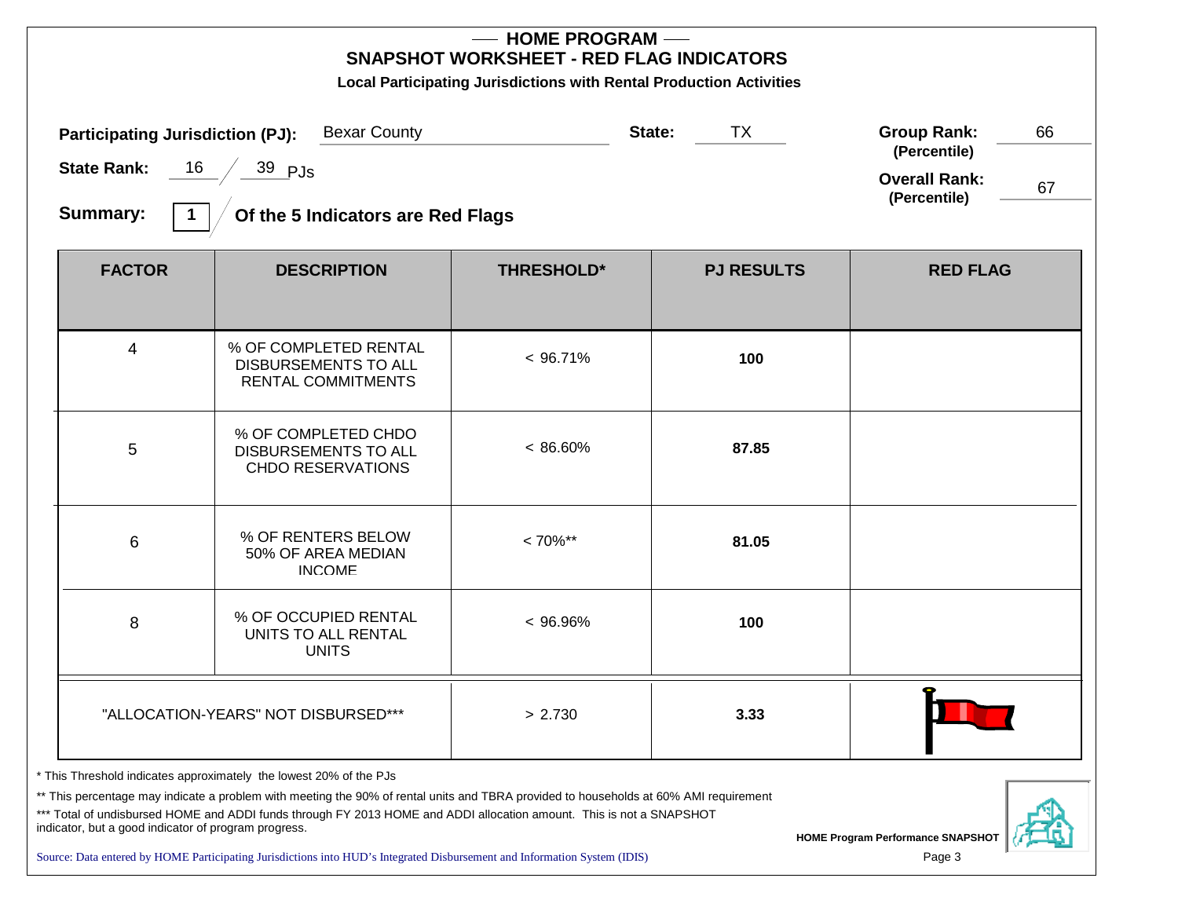# HOME PROGRAM
## SNAPSHOT WORKSHEET - RED FLAG INDICATORS
### Local Participating Jurisdictions with Rental Production Activities

**Participating Jurisdiction (PJ):** Bexar County **State:** TX **Group Rank (Percentile):** 66

**State Rank:** 16 / 39 PJs **Overall Rank (Percentile):** 67

**Summary:** 1 / **Of the 5 Indicators are Red Flags**

| FACTOR | DESCRIPTION | THRESHOLD* | PJ RESULTS | RED FLAG |
|---|---|---|---|---|
| 4 | % OF COMPLETED RENTAL DISBURSEMENTS TO ALL RENTAL COMMITMENTS | < 96.71% | **100** | |
| 5 | % OF COMPLETED CHDO DISBURSEMENTS TO ALL CHDO RESERVATIONS | < 86.60% | **87.85** | |
| 6 | % OF RENTERS BELOW 50% OF AREA MEDIAN INCOME | < 70%** | **81.05** | |
| 8 | % OF OCCUPIED RENTAL UNITS TO ALL RENTAL UNITS | < 96.96% | **100** | |
| "ALLOCATION-YEARS" NOT DISBURSED*** | | > 2.730 | **3.33** | Red Flag |

\* This Threshold indicates approximately the lowest 20% of the PJs

\** This percentage may indicate a problem with meeting the 90% of rental units and TBRA provided to households at 60% AMI requirement

\*** Total of undisbursed HOME and ADDI funds through FY 2013 HOME and ADDI allocation amount. This is not a SNAPSHOT indicator, but a good indicator of program progress.

Source: Data entered by HOME Participating Jurisdictions into HUD's Integrated Disbursement and Information System (IDIS)